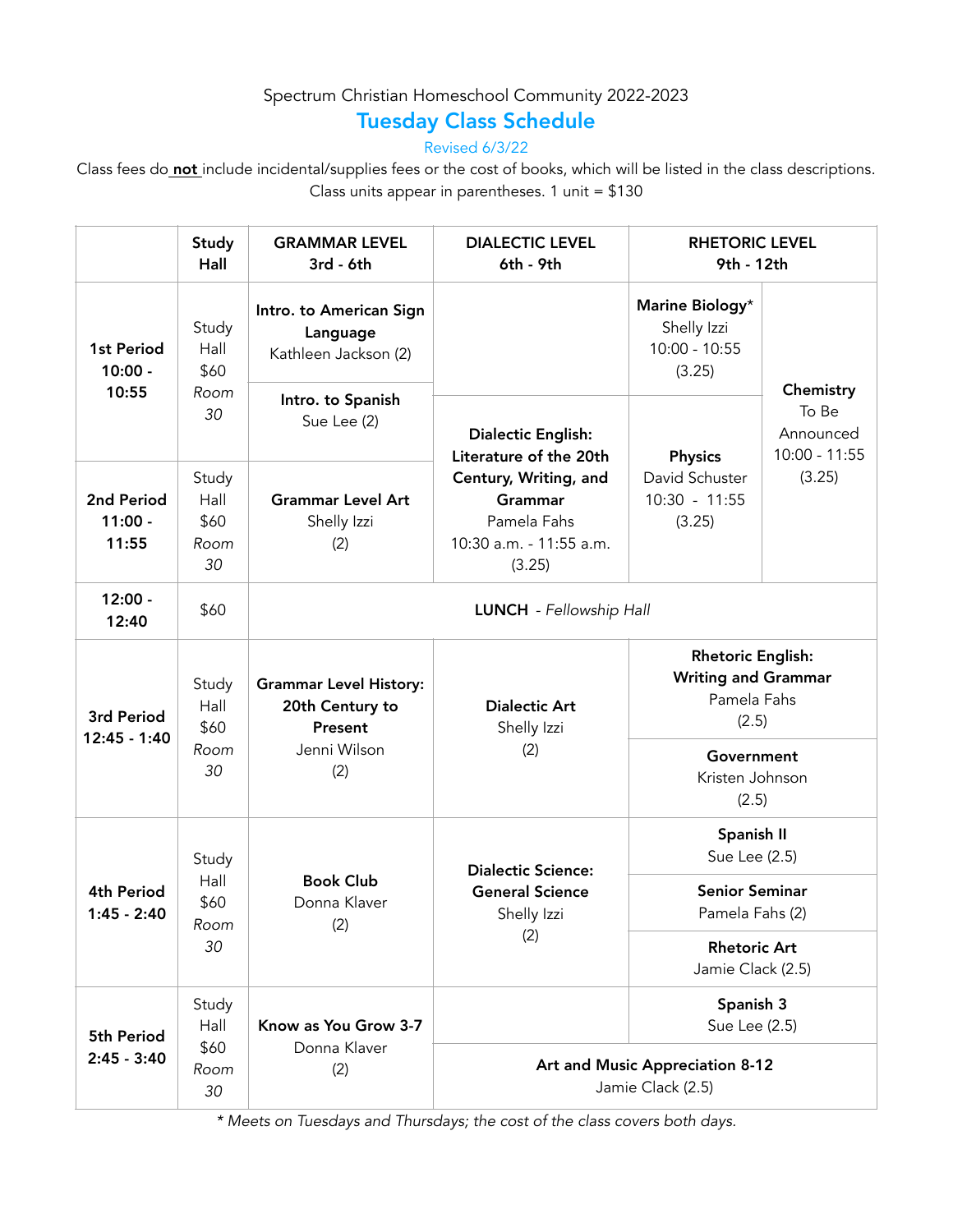Spectrum Christian Homeschool Community 2022-2023

# Tuesday Class Schedule

Revised 6/3/22

Class fees do **not** include incidental/supplies fees or the cost of books, which will be listed in the class descriptions. Class units appear in parentheses. 1 unit = $130

| | Study Hall | GRAMMAR LEVEL 3rd - 6th | DIALECTIC LEVEL 6th - 9th | RHETORIC LEVEL 9th - 12th | |
|---|---|---|---|---|---|
| **1st Period 10:00 - 10:55** | Study Hall $60 *Room 30* | **Intro. to American Sign Language** Kathleen Jackson (2) | | **Marine Biology*** Shelly Izzi 10:00 - 10:55 (3.25) | **Chemistry** To Be Announced 10:00 - 11:55 (3.25) |
| | | **Intro. to Spanish** Sue Lee (2) | **Dialectic English: Literature of the 20th Century, Writing, and Grammar** Pamela Fahs 10:30 a.m. - 11:55 a.m. (3.25) | **Physics** David Schuster 10:30 - 11:55 (3.25) | |
| **2nd Period 11:00 - 11:55** | Study Hall $60 *Room 30* | **Grammar Level Art** Shelly Izzi (2) | | | |
| **12:00 - 12:40** | $60 | **LUNCH** - *Fellowship Hall* | | | |
| **3rd Period 12:45 - 1:40** | Study Hall $60 *Room 30* | **Grammar Level History: 20th Century to Present** Jenni Wilson (2) | **Dialectic Art** Shelly Izzi (2) | **Rhetoric English: Writing and Grammar** Pamela Fahs (2.5) | |
| | | | | **Government** Kristen Johnson (2.5) | |
| **4th Period 1:45 - 2:40** | Study Hall $60 *Room 30* | **Book Club** Donna Klaver (2) | **Dialectic Science: General Science** Shelly Izzi (2) | **Spanish II** Sue Lee (2.5) | |
| | | | | **Senior Seminar** Pamela Fahs (2) | |
| | | | | **Rhetoric Art** Jamie Clack (2.5) | |
| **5th Period 2:45 - 3:40** | Study Hall $60 *Room 30* | **Know as You Grow 3-7** Donna Klaver (2) | | **Spanish 3** Sue Lee (2.5) | |
| | | | **Art and Music Appreciation 8-12** Jamie Clack (2.5) | | |

*\* Meets on Tuesdays and Thursdays; the cost of the class covers both days.*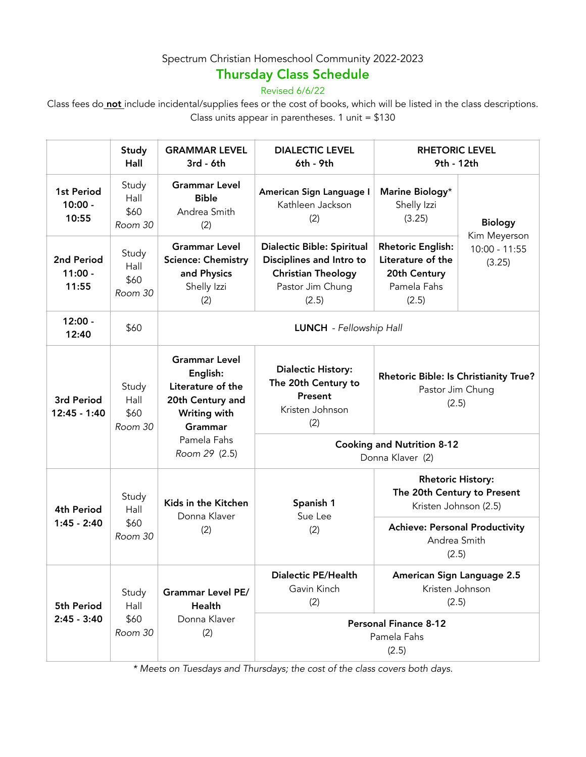Spectrum Christian Homeschool Community 2022-2023

# Thursday Class Schedule

Revised 6/6/22

Class fees do **not** include incidental/supplies fees or the cost of books, which will be listed in the class descriptions. Class units appear in parentheses. 1 unit = $130

| | Study Hall | GRAMMAR LEVEL 3rd - 6th | DIALECTIC LEVEL 6th - 9th | RHETORIC LEVEL 9th - 12th | |
|---|---|---|---|---|---|
| **1st Period 10:00 - 10:55** | Study Hall $60 *Room 30* | **Grammar Level Bible** Andrea Smith (2) | **American Sign Language I** Kathleen Jackson (2) | **Marine Biology*** Shelly Izzi (3.25) | **Biology** Kim Meyerson 10:00 - 11:55 (3.25) |
| **2nd Period 11:00 - 11:55** | Study Hall $60 *Room 30* | **Grammar Level Science: Chemistry and Physics** Shelly Izzi (2) | **Dialectic Bible: Spiritual Disciplines and Intro to Christian Theology** Pastor Jim Chung (2.5) | **Rhetoric English: Literature of the 20th Century** Pamela Fahs (2.5) | |
| **12:00 - 12:40** | $60 | **LUNCH** - *Fellowship Hall* | | | |
| **3rd Period 12:45 - 1:40** | Study Hall $60 *Room 30* | **Grammar Level English: Literature of the 20th Century and Writing with Grammar** Pamela Fahs *Room 29* (2.5) | **Dialectic History: The 20th Century to Present** Kristen Johnson (2) | **Rhetoric Bible: Is Christianity True?** Pastor Jim Chung (2.5) | |
| | | | **Cooking and Nutrition 8-12** Donna Klaver (2) | | |
| **4th Period 1:45 - 2:40** | Study Hall $60 *Room 30* | **Kids in the Kitchen** Donna Klaver (2) | **Spanish 1** Sue Lee (2) | **Rhetoric History: The 20th Century to Present** Kristen Johnson (2.5) | |
| | | | | **Achieve: Personal Productivity** Andrea Smith (2.5) | |
| **5th Period 2:45 - 3:40** | Study Hall $60 *Room 30* | **Grammar Level PE/ Health** Donna Klaver (2) | **Dialectic PE/Health** Gavin Kinch (2) | **American Sign Language 2.5** Kristen Johnson (2.5) | |
| | | | **Personal Finance 8-12** Pamela Fahs (2.5) | | |

*\* Meets on Tuesdays and Thursdays; the cost of the class covers both days.*